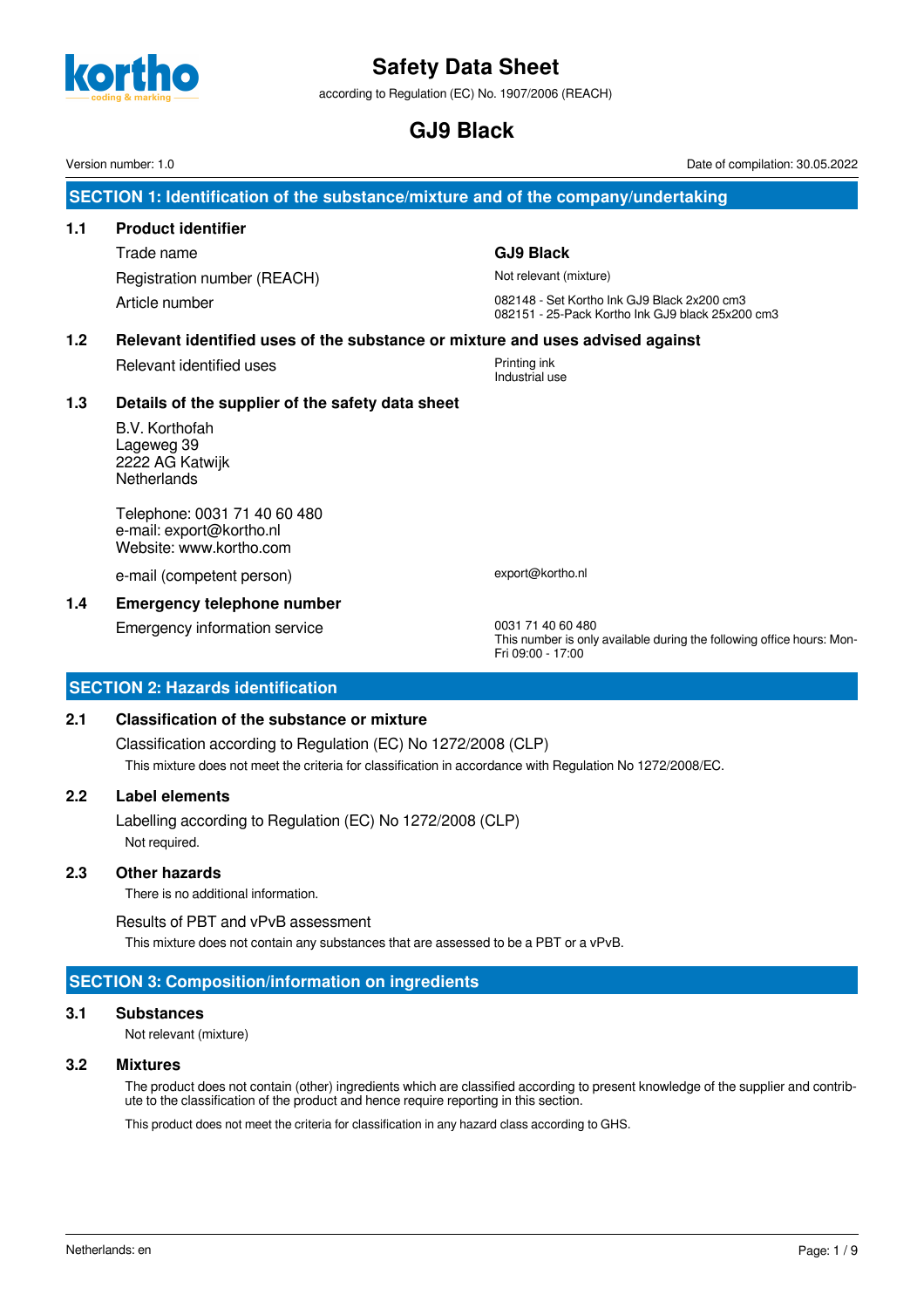# Safety Data Sheet

according to Regulation (EC) No. 1907/2006 (REACH)

# GJ9 Black

Version number: 1.0

Date of compilation: 30.05.2022

## SECTION 1: Identification of the substance/mixture and of the company/undertaking

### 1.1 Product identifier

| | |
|---|---|
| Trade name | **GJ9 Black** |
| Registration number (REACH) | Not relevant (mixture) |
| Article number | 082148 - Set Kortho Ink GJ9 Black 2x200 cm3<br>082151 - 25-Pack Kortho Ink GJ9 black 25x200 cm3 |

### 1.2 Relevant identified uses of the substance or mixture and uses advised against

| | |
|---|---|
| Relevant identified uses | Printing ink<br>Industrial use |

### 1.3 Details of the supplier of the safety data sheet

B.V. Korthofah
Lageweg 39
2222 AG Katwijk
Netherlands

Telephone: 0031 71 40 60 480
e-mail: export@kortho.nl
Website: www.kortho.com

| | |
|---|---|
| e-mail (competent person) | export@kortho.nl |

### 1.4 Emergency telephone number

| | |
|---|---|
| Emergency information service | 0031 71 40 60 480<br>This number is only available during the following office hours: Mon-Fri 09:00 - 17:00 |

## SECTION 2: Hazards identification

### 2.1 Classification of the substance or mixture

Classification according to Regulation (EC) No 1272/2008 (CLP)

This mixture does not meet the criteria for classification in accordance with Regulation No 1272/2008/EC.

### 2.2 Label elements

Labelling according to Regulation (EC) No 1272/2008 (CLP)

Not required.

### 2.3 Other hazards

There is no additional information.

Results of PBT and vPvB assessment

This mixture does not contain any substances that are assessed to be a PBT or a vPvB.

## SECTION 3: Composition/information on ingredients

### 3.1 Substances

Not relevant (mixture)

### 3.2 Mixtures

The product does not contain (other) ingredients which are classified according to present knowledge of the supplier and contribute to the classification of the product and hence require reporting in this section.

This product does not meet the criteria for classification in any hazard class according to GHS.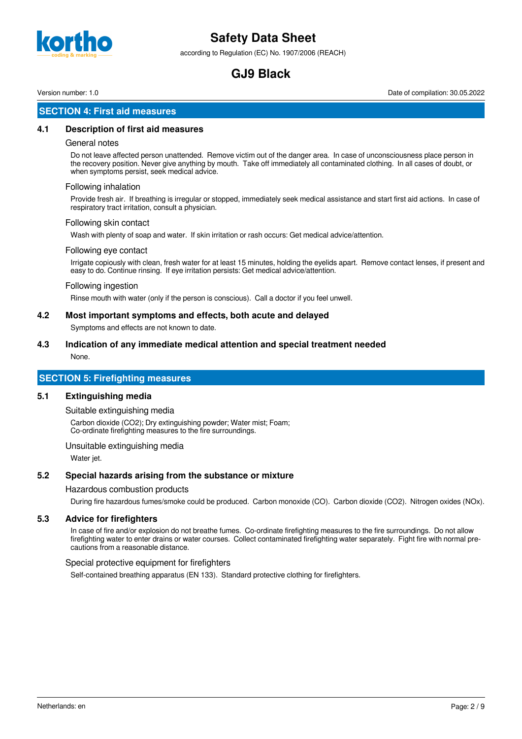## SECTION 4: First aid measures

### 4.1 Description of first aid measures

#### General notes

Do not leave affected person unattended. Remove victim out of the danger area. In case of unconsciousness place person in the recovery position. Never give anything by mouth. Take off immediately all contaminated clothing. In all cases of doubt, or when symptoms persist, seek medical advice.

#### Following inhalation

Provide fresh air. If breathing is irregular or stopped, immediately seek medical assistance and start first aid actions. In case of respiratory tract irritation, consult a physician.

#### Following skin contact

Wash with plenty of soap and water. If skin irritation or rash occurs: Get medical advice/attention.

#### Following eye contact

Irrigate copiously with clean, fresh water for at least 15 minutes, holding the eyelids apart. Remove contact lenses, if present and easy to do. Continue rinsing. If eye irritation persists: Get medical advice/attention.

#### Following ingestion

Rinse mouth with water (only if the person is conscious). Call a doctor if you feel unwell.

### 4.2 Most important symptoms and effects, both acute and delayed

Symptoms and effects are not known to date.

### 4.3 Indication of any immediate medical attention and special treatment needed

None.

## SECTION 5: Firefighting measures

### 5.1 Extinguishing media

#### Suitable extinguishing media

Carbon dioxide ($CO_2$); Dry extinguishing powder; Water mist; Foam;
Co-ordinate firefighting measures to the fire surroundings.

#### Unsuitable extinguishing media

Water jet.

### 5.2 Special hazards arising from the substance or mixture

#### Hazardous combustion products

During fire hazardous fumes/smoke could be produced. Carbon monoxide (CO). Carbon dioxide ($CO_2$). Nitrogen oxides ($NO_x$).

### 5.3 Advice for firefighters

In case of fire and/or explosion do not breathe fumes. Co-ordinate firefighting measures to the fire surroundings. Do not allow firefighting water to enter drains or water courses. Collect contaminated firefighting water separately. Fight fire with normal precautions from a reasonable distance.

#### Special protective equipment for firefighters

Self-contained breathing apparatus (EN 133). Standard protective clothing for firefighters.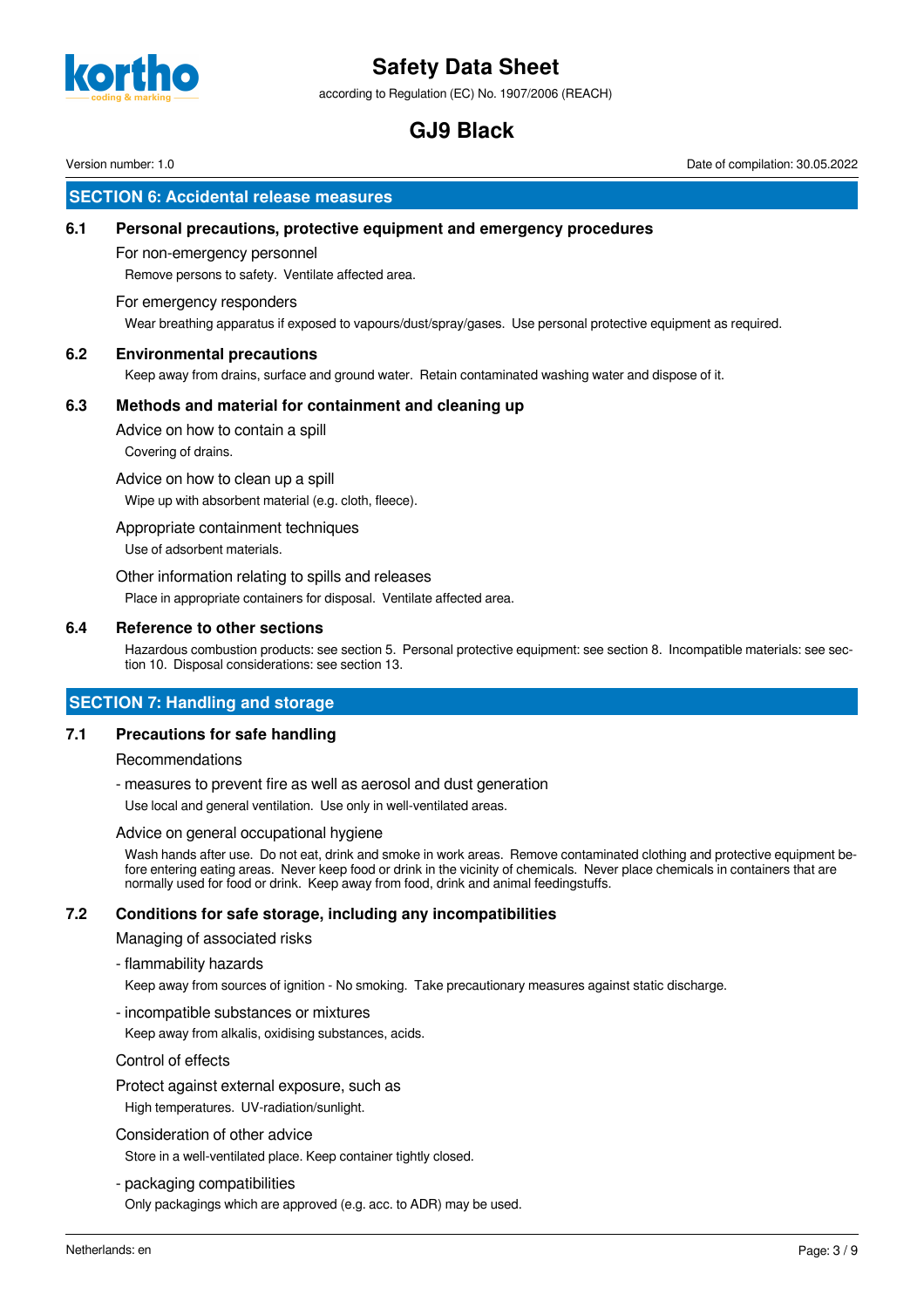## SECTION 6: Accidental release measures

### 6.1 Personal precautions, protective equipment and emergency procedures

For non-emergency personnel

Remove persons to safety. Ventilate affected area.

For emergency responders

Wear breathing apparatus if exposed to vapours/dust/spray/gases. Use personal protective equipment as required.

### 6.2 Environmental precautions

Keep away from drains, surface and ground water. Retain contaminated washing water and dispose of it.

### 6.3 Methods and material for containment and cleaning up

Advice on how to contain a spill

Covering of drains.

Advice on how to clean up a spill

Wipe up with absorbent material (e.g. cloth, fleece).

Appropriate containment techniques

Use of adsorbent materials.

Other information relating to spills and releases

Place in appropriate containers for disposal. Ventilate affected area.

### 6.4 Reference to other sections

Hazardous combustion products: see section 5. Personal protective equipment: see section 8. Incompatible materials: see section 10. Disposal considerations: see section 13.

## SECTION 7: Handling and storage

### 7.1 Precautions for safe handling

Recommendations

- measures to prevent fire as well as aerosol and dust generation

Use local and general ventilation. Use only in well-ventilated areas.

Advice on general occupational hygiene

Wash hands after use. Do not eat, drink and smoke in work areas. Remove contaminated clothing and protective equipment before entering eating areas. Never keep food or drink in the vicinity of chemicals. Never place chemicals in containers that are normally used for food or drink. Keep away from food, drink and animal feedingstuffs.

### 7.2 Conditions for safe storage, including any incompatibilities

Managing of associated risks

- flammability hazards

Keep away from sources of ignition - No smoking. Take precautionary measures against static discharge.

- incompatible substances or mixtures

Keep away from alkalis, oxidising substances, acids.

Control of effects

Protect against external exposure, such as

High temperatures. UV-radiation/sunlight.

Consideration of other advice

Store in a well-ventilated place. Keep container tightly closed.

- packaging compatibilities

Only packagings which are approved (e.g. acc. to ADR) may be used.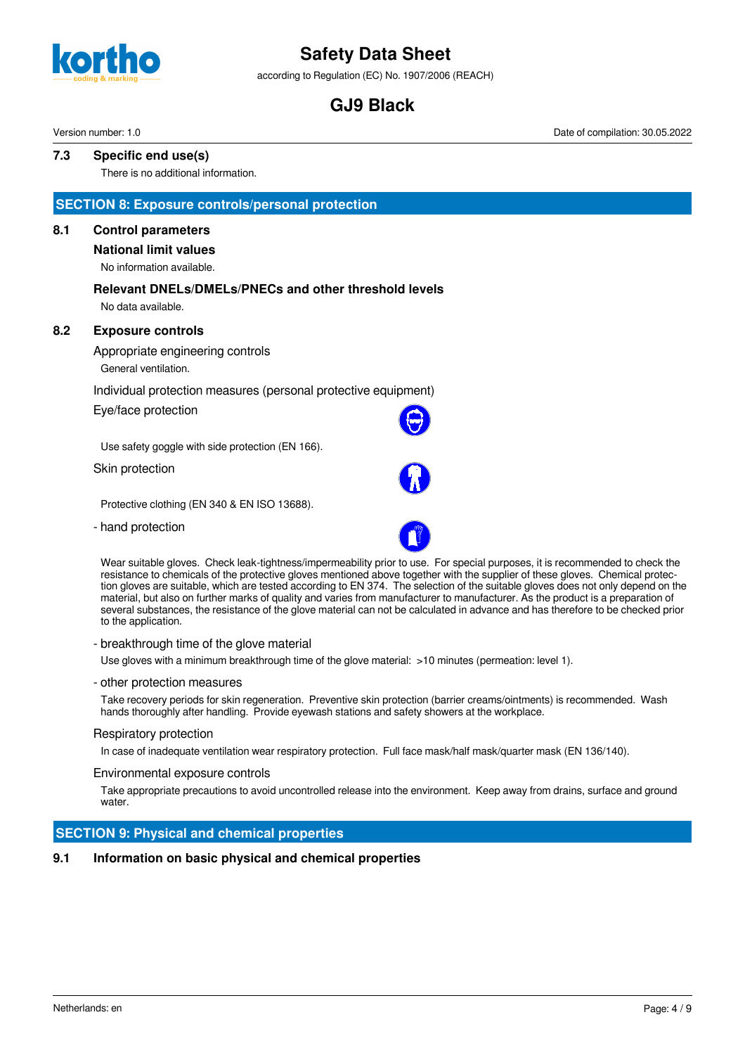### 7.3 Specific end use(s)

There is no additional information.

## SECTION 8: Exposure controls/personal protection

### 8.1 Control parameters

**National limit values**

No information available.

**Relevant DNELs/DMELs/PNECs and other threshold levels**

No data available.

### 8.2 Exposure controls

Appropriate engineering controls

General ventilation.

Individual protection measures (personal protective equipment)

Eye/face protection

Use safety goggle with side protection (EN 166).

Skin protection

Protective clothing (EN 340 & EN ISO 13688).

- hand protection

Wear suitable gloves. Check leak-tightness/impermeability prior to use. For special purposes, it is recommended to check the resistance to chemicals of the protective gloves mentioned above together with the supplier of these gloves. Chemical protection gloves are suitable, which are tested according to EN 374. The selection of the suitable gloves does not only depend on the material, but also on further marks of quality and varies from manufacturer to manufacturer. As the product is a preparation of several substances, the resistance of the glove material can not be calculated in advance and has therefore to be checked prior to the application.

- breakthrough time of the glove material

Use gloves with a minimum breakthrough time of the glove material: >10 minutes (permeation: level 1).

- other protection measures

Take recovery periods for skin regeneration. Preventive skin protection (barrier creams/ointments) is recommended. Wash hands thoroughly after handling. Provide eyewash stations and safety showers at the workplace.

Respiratory protection

In case of inadequate ventilation wear respiratory protection. Full face mask/half mask/quarter mask (EN 136/140).

Environmental exposure controls

Take appropriate precautions to avoid uncontrolled release into the environment. Keep away from drains, surface and ground water.

## SECTION 9: Physical and chemical properties

### 9.1 Information on basic physical and chemical properties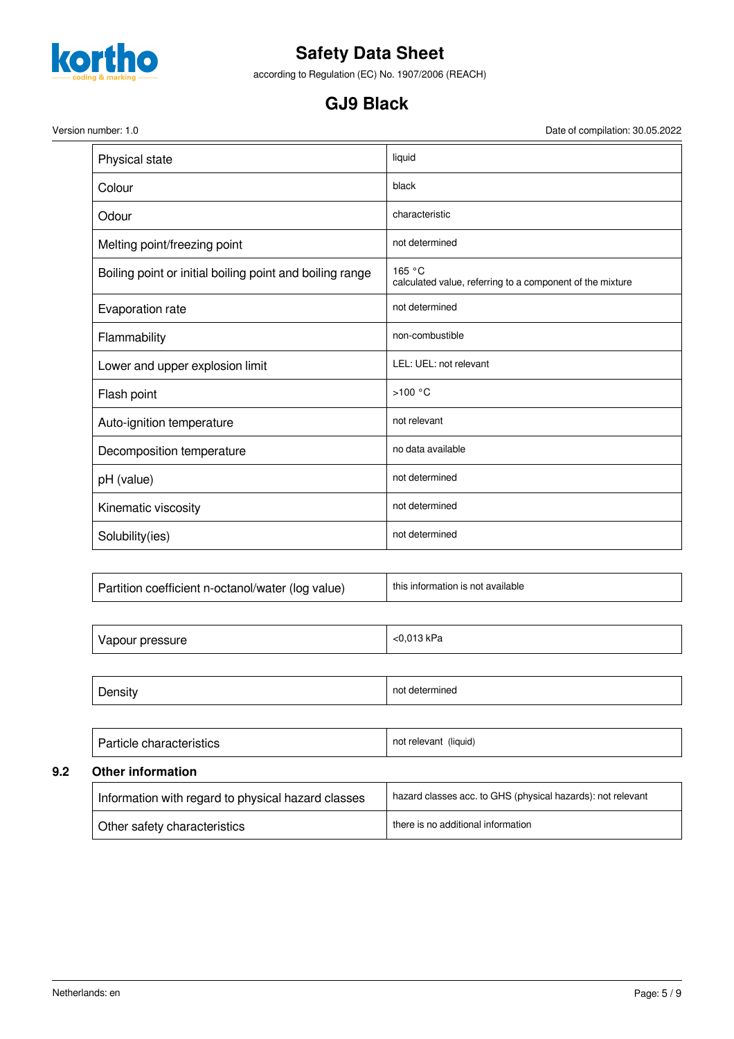| Physical state | liquid |
|---|---|
| Colour | black |
| Odour | characteristic |
| Melting point/freezing point | not determined |
| Boiling point or initial boiling point and boiling range | 165 °C<br>calculated value, referring to a component of the mixture |
| Evaporation rate | not determined |
| Flammability | non-combustible |
| Lower and upper explosion limit | LEL: UEL: not relevant |
| Flash point | >100 °C |
| Auto-ignition temperature | not relevant |
| Decomposition temperature | no data available |
| pH (value) | not determined |
| Kinematic viscosity | not determined |
| Solubility(ies) | not determined |

| Partition coefficient n-octanol/water (log value) | this information is not available |
|---|---|

| Vapour pressure | <0,013 kPa |
|---|---|

| Density | not determined |
|---|---|

| Particle characteristics | not relevant (liquid) |
|---|---|

### 9.2 Other information

| Information with regard to physical hazard classes | hazard classes acc. to GHS (physical hazards): not relevant |
|---|---|
| Other safety characteristics | there is no additional information |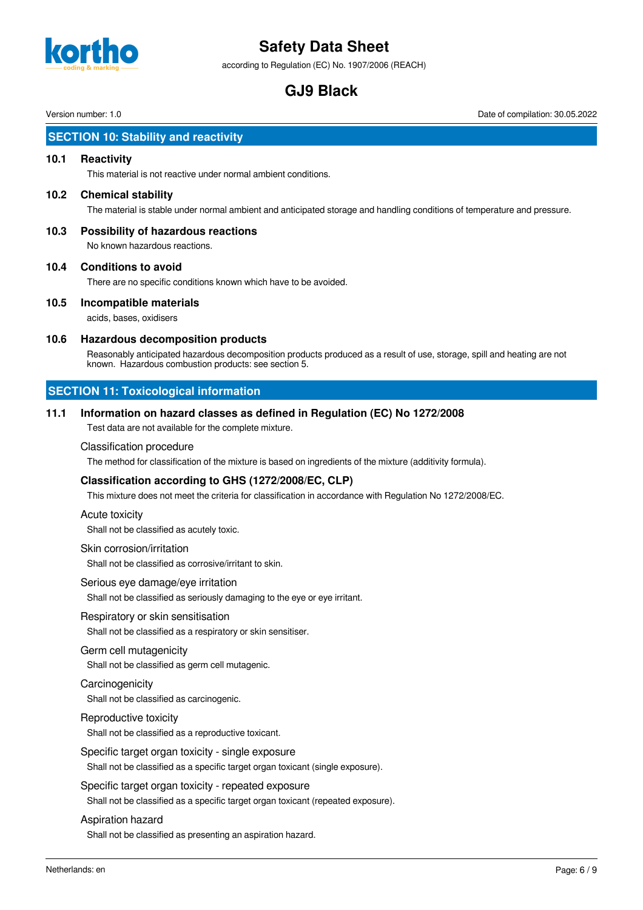## SECTION 10: Stability and reactivity

### 10.1 Reactivity

This material is not reactive under normal ambient conditions.

### 10.2 Chemical stability

The material is stable under normal ambient and anticipated storage and handling conditions of temperature and pressure.

### 10.3 Possibility of hazardous reactions

No known hazardous reactions.

### 10.4 Conditions to avoid

There are no specific conditions known which have to be avoided.

### 10.5 Incompatible materials

acids, bases, oxidisers

### 10.6 Hazardous decomposition products

Reasonably anticipated hazardous decomposition products produced as a result of use, storage, spill and heating are not known. Hazardous combustion products: see section 5.

## SECTION 11: Toxicological information

### 11.1 Information on hazard classes as defined in Regulation (EC) No 1272/2008

Test data are not available for the complete mixture.

Classification procedure

The method for classification of the mixture is based on ingredients of the mixture (additivity formula).

**Classification according to GHS (1272/2008/EC, CLP)**

This mixture does not meet the criteria for classification in accordance with Regulation No 1272/2008/EC.

Acute toxicity

Shall not be classified as acutely toxic.

Skin corrosion/irritation

Shall not be classified as corrosive/irritant to skin.

Serious eye damage/eye irritation

Shall not be classified as seriously damaging to the eye or eye irritant.

Respiratory or skin sensitisation

Shall not be classified as a respiratory or skin sensitiser.

Germ cell mutagenicity

Shall not be classified as germ cell mutagenic.

Carcinogenicity

Shall not be classified as carcinogenic.

Reproductive toxicity

Shall not be classified as a reproductive toxicant.

Specific target organ toxicity - single exposure

Shall not be classified as a specific target organ toxicant (single exposure).

Specific target organ toxicity - repeated exposure

Shall not be classified as a specific target organ toxicant (repeated exposure).

Aspiration hazard

Shall not be classified as presenting an aspiration hazard.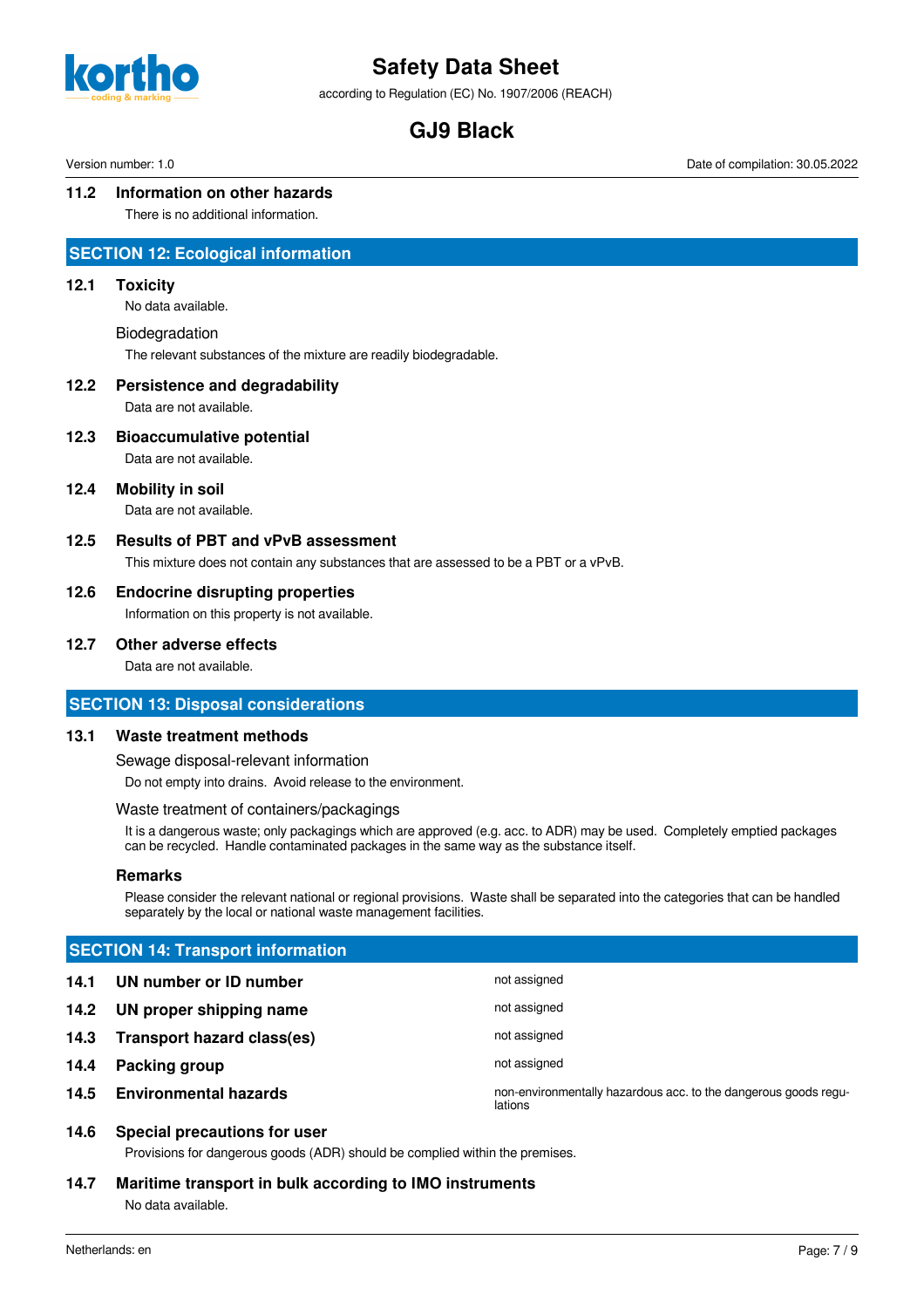### 11.2 Information on other hazards

There is no additional information.

## SECTION 12: Ecological information

### 12.1 Toxicity

No data available.

Biodegradation

The relevant substances of the mixture are readily biodegradable.

### 12.2 Persistence and degradability

Data are not available.

### 12.3 Bioaccumulative potential

Data are not available.

### 12.4 Mobility in soil

Data are not available.

### 12.5 Results of PBT and vPvB assessment

This mixture does not contain any substances that are assessed to be a PBT or a vPvB.

### 12.6 Endocrine disrupting properties

Information on this property is not available.

### 12.7 Other adverse effects

Data are not available.

## SECTION 13: Disposal considerations

### 13.1 Waste treatment methods

Sewage disposal-relevant information

Do not empty into drains. Avoid release to the environment.

Waste treatment of containers/packagings

It is a dangerous waste; only packagings which are approved (e.g. acc. to ADR) may be used. Completely emptied packages can be recycled. Handle contaminated packages in the same way as the substance itself.

**Remarks**

Please consider the relevant national or regional provisions. Waste shall be separated into the categories that can be handled separately by the local or national waste management facilities.

## SECTION 14: Transport information

| | | |
|---|---|---|
| **14.1** | **UN number or ID number** | not assigned |
| **14.2** | **UN proper shipping name** | not assigned |
| **14.3** | **Transport hazard class(es)** | not assigned |
| **14.4** | **Packing group** | not assigned |
| **14.5** | **Environmental hazards** | non-environmentally hazardous acc. to the dangerous goods regulations |

### 14.6 Special precautions for user

Provisions for dangerous goods (ADR) should be complied within the premises.

### 14.7 Maritime transport in bulk according to IMO instruments

No data available.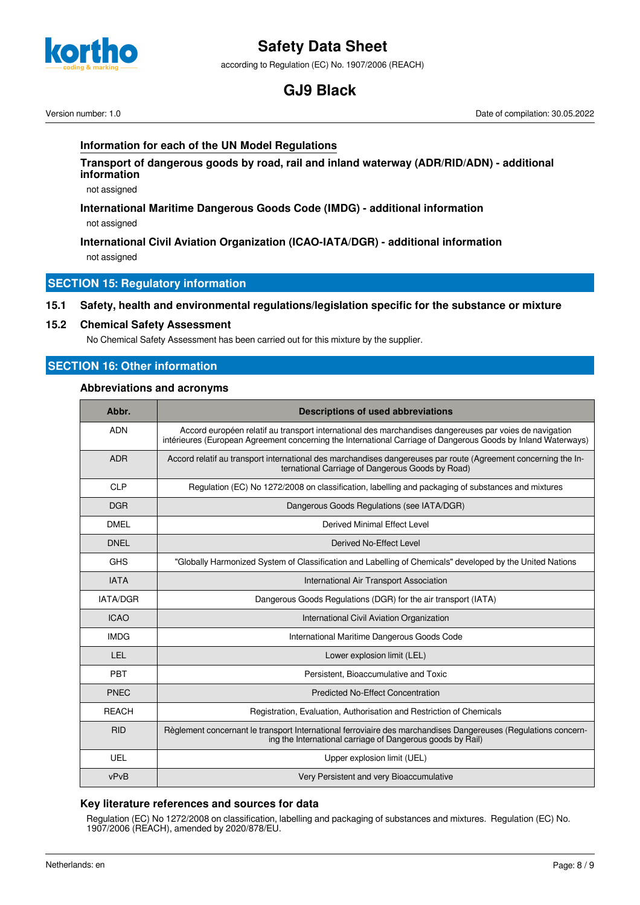### Information for each of the UN Model Regulations

#### Transport of dangerous goods by road, rail and inland waterway (ADR/RID/ADN) - additional information

not assigned

#### International Maritime Dangerous Goods Code (IMDG) - additional information

not assigned

#### International Civil Aviation Organization (ICAO-IATA/DGR) - additional information

not assigned

## SECTION 15: Regulatory information

### 15.1 Safety, health and environmental regulations/legislation specific for the substance or mixture

### 15.2 Chemical Safety Assessment

No Chemical Safety Assessment has been carried out for this mixture by the supplier.

## SECTION 16: Other information

### Abbreviations and acronyms

| Abbr. | Descriptions of used abbreviations |
|---|---|
| ADN | Accord européen relatif au transport international des marchandises dangereuses par voies de navigation intérieures (European Agreement concerning the International Carriage of Dangerous Goods by Inland Waterways) |
| ADR | Accord relatif au transport international des marchandises dangereuses par route (Agreement concerning the International Carriage of Dangerous Goods by Road) |
| CLP | Regulation (EC) No 1272/2008 on classification, labelling and packaging of substances and mixtures |
| DGR | Dangerous Goods Regulations (see IATA/DGR) |
| DMEL | Derived Minimal Effect Level |
| DNEL | Derived No-Effect Level |
| GHS | "Globally Harmonized System of Classification and Labelling of Chemicals" developed by the United Nations |
| IATA | International Air Transport Association |
| IATA/DGR | Dangerous Goods Regulations (DGR) for the air transport (IATA) |
| ICAO | International Civil Aviation Organization |
| IMDG | International Maritime Dangerous Goods Code |
| LEL | Lower explosion limit (LEL) |
| PBT | Persistent, Bioaccumulative and Toxic |
| PNEC | Predicted No-Effect Concentration |
| REACH | Registration, Evaluation, Authorisation and Restriction of Chemicals |
| RID | Règlement concernant le transport International ferroviaire des marchandises Dangereuses (Regulations concerning the International carriage of Dangerous goods by Rail) |
| UEL | Upper explosion limit (UEL) |
| vPvB | Very Persistent and very Bioaccumulative |

### Key literature references and sources for data

Regulation (EC) No 1272/2008 on classification, labelling and packaging of substances and mixtures. Regulation (EC) No. 1907/2006 (REACH), amended by 2020/878/EU.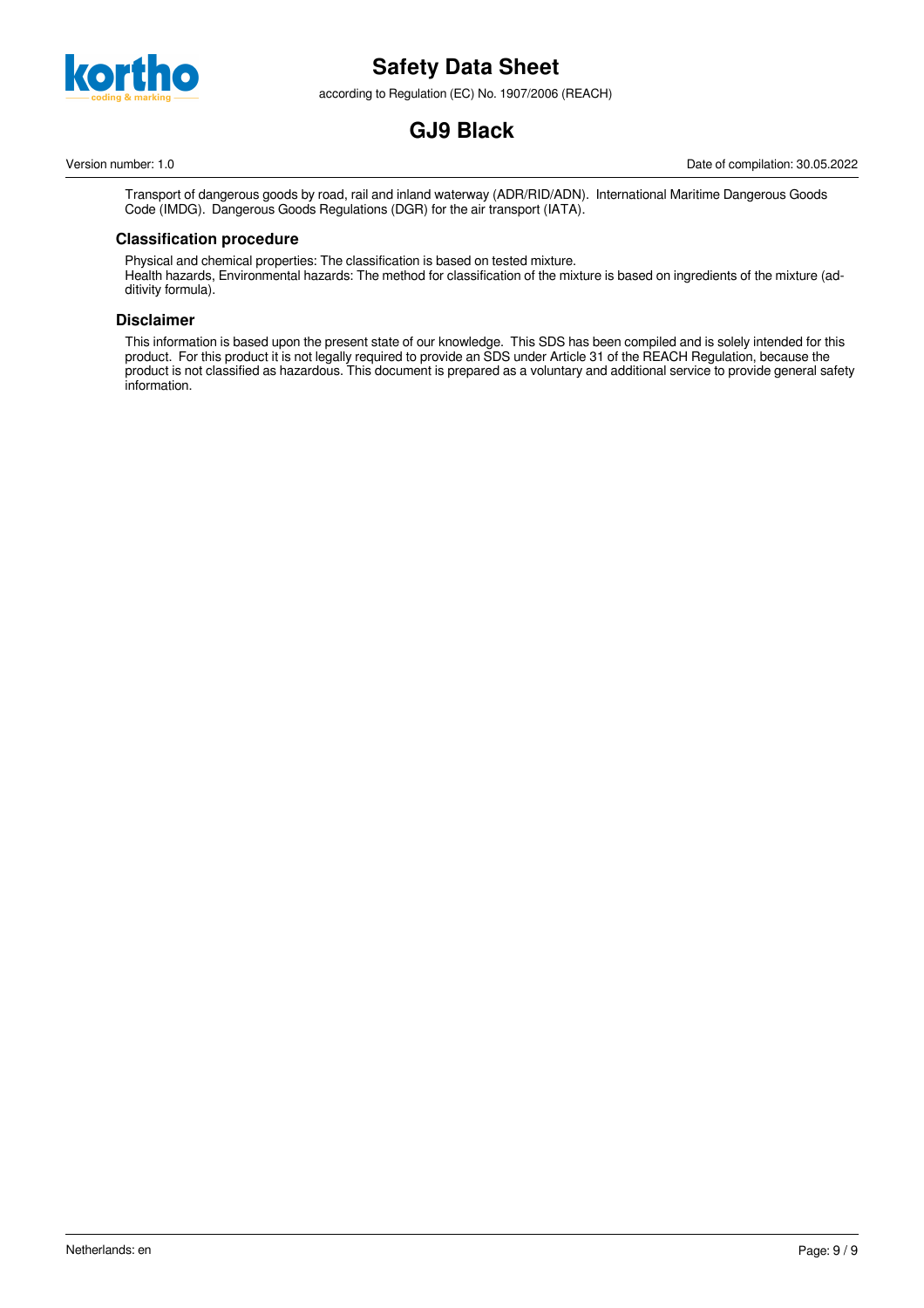Transport of dangerous goods by road, rail and inland waterway (ADR/RID/ADN). International Maritime Dangerous Goods Code (IMDG). Dangerous Goods Regulations (DGR) for the air transport (IATA).

### Classification procedure

Physical and chemical properties: The classification is based on tested mixture.
Health hazards, Environmental hazards: The method for classification of the mixture is based on ingredients of the mixture (additivity formula).

### Disclaimer

This information is based upon the present state of our knowledge. This SDS has been compiled and is solely intended for this product. For this product it is not legally required to provide an SDS under Article 31 of the REACH Regulation, because the product is not classified as hazardous. This document is prepared as a voluntary and additional service to provide general safety information.